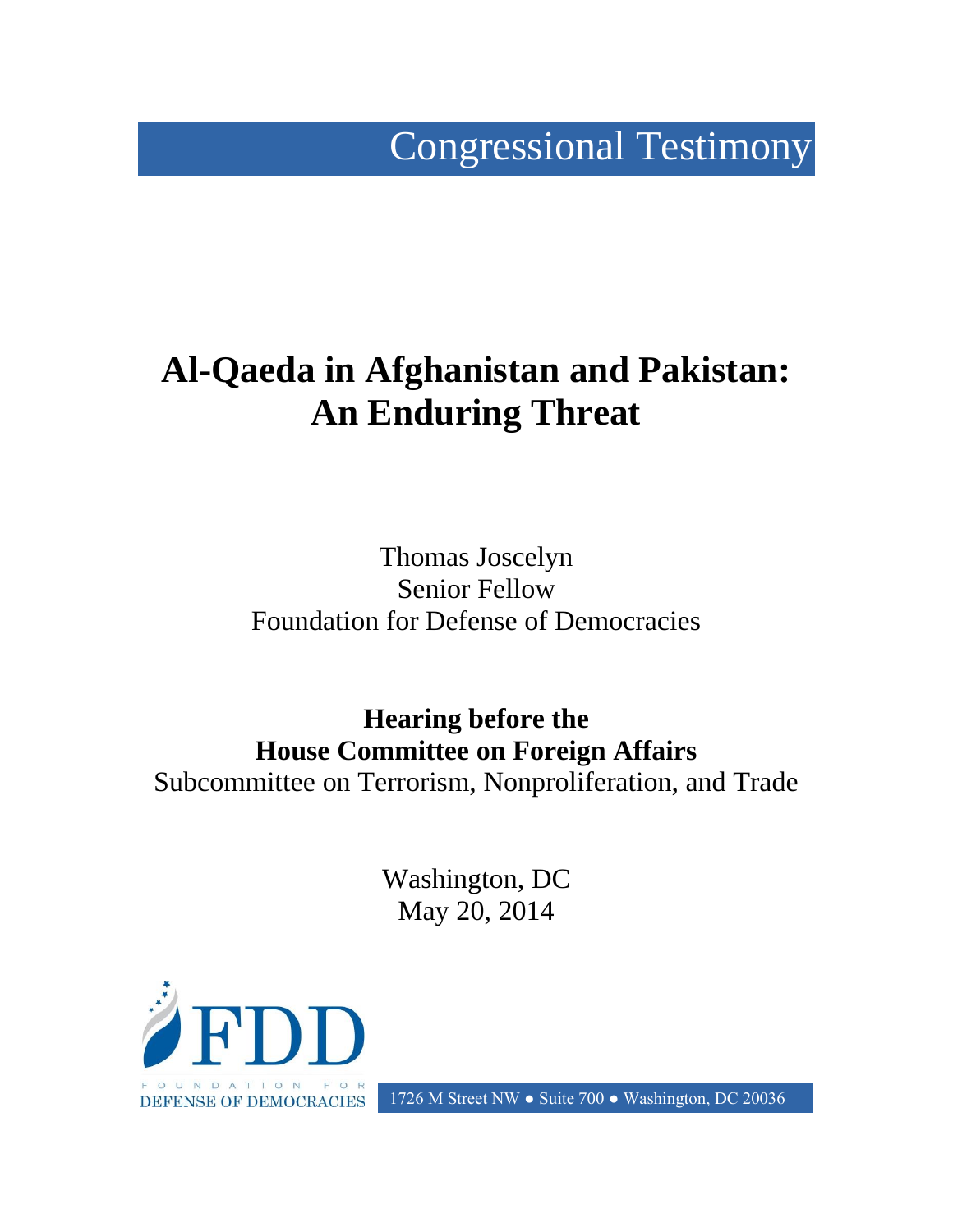Congressional Testimony

# Al-Qaeda in Afghanistan and Pakistan: An Enduring Threat

Thomas Joscelyn
Senior Fellow
Foundation for Defense of Democracies

**Hearing before the**
**House Committee on Foreign Affairs**
Subcommittee on Terrorism, Nonproliferation, and Trade

Washington, DC
May 20, 2014

FDD
FOUNDATION FOR DEFENSE OF DEMOCRACIES

1726 M Street NW ● Suite 700 ● Washington, DC 20036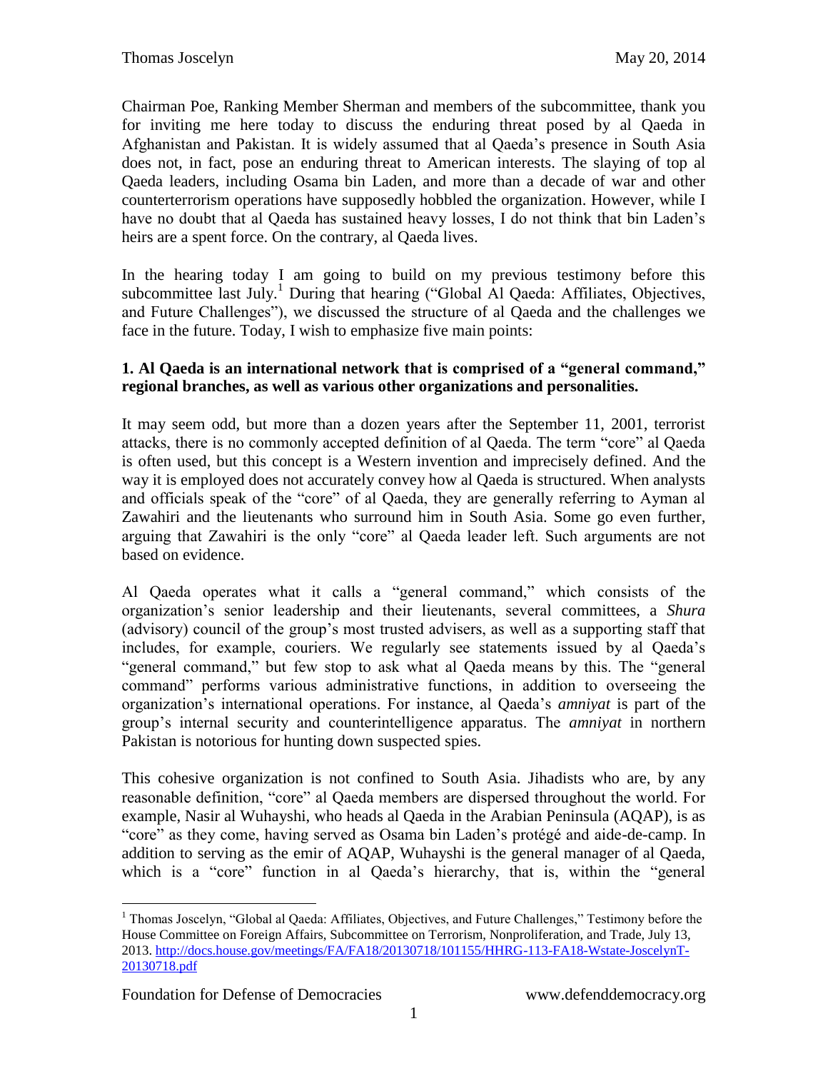Chairman Poe, Ranking Member Sherman and members of the subcommittee, thank you for inviting me here today to discuss the enduring threat posed by al Qaeda in Afghanistan and Pakistan. It is widely assumed that al Qaeda's presence in South Asia does not, in fact, pose an enduring threat to American interests. The slaying of top al Qaeda leaders, including Osama bin Laden, and more than a decade of war and other counterterrorism operations have supposedly hobbled the organization. However, while I have no doubt that al Qaeda has sustained heavy losses, I do not think that bin Laden's heirs are a spent force. On the contrary, al Qaeda lives.

In the hearing today I am going to build on my previous testimony before this subcommittee last July.[1] During that hearing ("Global Al Qaeda: Affiliates, Objectives, and Future Challenges"), we discussed the structure of al Qaeda and the challenges we face in the future. Today, I wish to emphasize five main points:

**1. Al Qaeda is an international network that is comprised of a "general command," regional branches, as well as various other organizations and personalities.**

It may seem odd, but more than a dozen years after the September 11, 2001, terrorist attacks, there is no commonly accepted definition of al Qaeda. The term "core" al Qaeda is often used, but this concept is a Western invention and imprecisely defined. And the way it is employed does not accurately convey how al Qaeda is structured. When analysts and officials speak of the "core" of al Qaeda, they are generally referring to Ayman al Zawahiri and the lieutenants who surround him in South Asia. Some go even further, arguing that Zawahiri is the only "core" al Qaeda leader left. Such arguments are not based on evidence.

Al Qaeda operates what it calls a "general command," which consists of the organization's senior leadership and their lieutenants, several committees, a *Shura* (advisory) council of the group's most trusted advisers, as well as a supporting staff that includes, for example, couriers. We regularly see statements issued by al Qaeda's "general command," but few stop to ask what al Qaeda means by this. The "general command" performs various administrative functions, in addition to overseeing the organization's international operations. For instance, al Qaeda's *amniyat* is part of the group's internal security and counterintelligence apparatus. The *amniyat* in northern Pakistan is notorious for hunting down suspected spies.

This cohesive organization is not confined to South Asia. Jihadists who are, by any reasonable definition, "core" al Qaeda members are dispersed throughout the world. For example, Nasir al Wuhayshi, who heads al Qaeda in the Arabian Peninsula (AQAP), is as "core" as they come, having served as Osama bin Laden's protégé and aide-de-camp. In addition to serving as the emir of AQAP, Wuhayshi is the general manager of al Qaeda, which is a "core" function in al Qaeda's hierarchy, that is, within the "general

---

[1] Thomas Joscelyn, "Global al Qaeda: Affiliates, Objectives, and Future Challenges," Testimony before the House Committee on Foreign Affairs, Subcommittee on Terrorism, Nonproliferation, and Trade, July 13, 2013. http://docs.house.gov/meetings/FA/FA18/20130718/101155/HHRG-113-FA18-Wstate-JoscelynT-20130718.pdf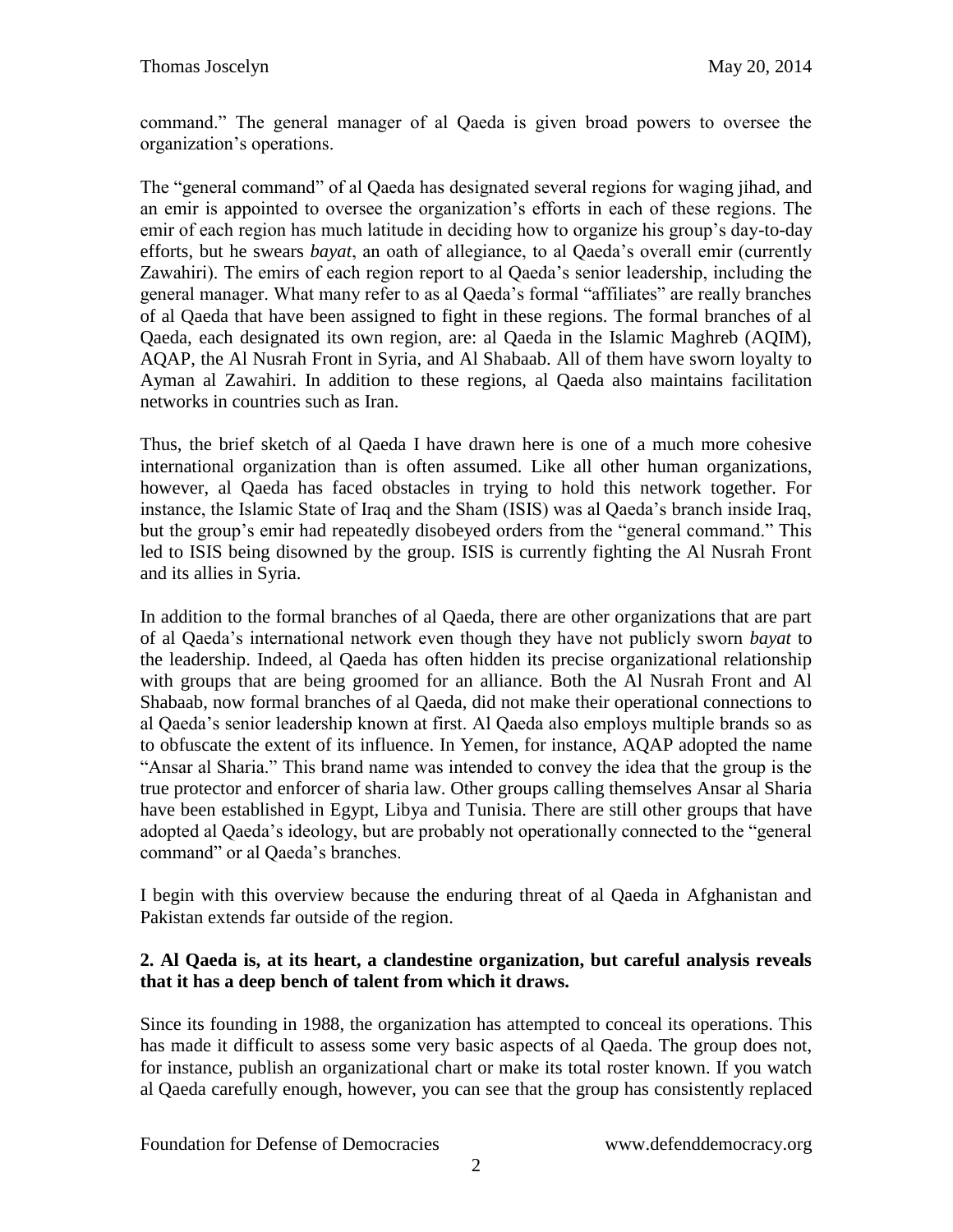command." The general manager of al Qaeda is given broad powers to oversee the organization's operations.

The "general command" of al Qaeda has designated several regions for waging jihad, and an emir is appointed to oversee the organization's efforts in each of these regions. The emir of each region has much latitude in deciding how to organize his group's day-to-day efforts, but he swears *bayat*, an oath of allegiance, to al Qaeda's overall emir (currently Zawahiri). The emirs of each region report to al Qaeda's senior leadership, including the general manager. What many refer to as al Qaeda's formal "affiliates" are really branches of al Qaeda that have been assigned to fight in these regions. The formal branches of al Qaeda, each designated its own region, are: al Qaeda in the Islamic Maghreb (AQIM), AQAP, the Al Nusrah Front in Syria, and Al Shabaab. All of them have sworn loyalty to Ayman al Zawahiri. In addition to these regions, al Qaeda also maintains facilitation networks in countries such as Iran.

Thus, the brief sketch of al Qaeda I have drawn here is one of a much more cohesive international organization than is often assumed. Like all other human organizations, however, al Qaeda has faced obstacles in trying to hold this network together. For instance, the Islamic State of Iraq and the Sham (ISIS) was al Qaeda's branch inside Iraq, but the group's emir had repeatedly disobeyed orders from the "general command." This led to ISIS being disowned by the group. ISIS is currently fighting the Al Nusrah Front and its allies in Syria.

In addition to the formal branches of al Qaeda, there are other organizations that are part of al Qaeda's international network even though they have not publicly sworn *bayat* to the leadership. Indeed, al Qaeda has often hidden its precise organizational relationship with groups that are being groomed for an alliance. Both the Al Nusrah Front and Al Shabaab, now formal branches of al Qaeda, did not make their operational connections to al Qaeda's senior leadership known at first. Al Qaeda also employs multiple brands so as to obfuscate the extent of its influence. In Yemen, for instance, AQAP adopted the name "Ansar al Sharia." This brand name was intended to convey the idea that the group is the true protector and enforcer of sharia law. Other groups calling themselves Ansar al Sharia have been established in Egypt, Libya and Tunisia. There are still other groups that have adopted al Qaeda's ideology, but are probably not operationally connected to the "general command" or al Qaeda's branches.

I begin with this overview because the enduring threat of al Qaeda in Afghanistan and Pakistan extends far outside of the region.

**2. Al Qaeda is, at its heart, a clandestine organization, but careful analysis reveals that it has a deep bench of talent from which it draws.**

Since its founding in 1988, the organization has attempted to conceal its operations. This has made it difficult to assess some very basic aspects of al Qaeda. The group does not, for instance, publish an organizational chart or make its total roster known. If you watch al Qaeda carefully enough, however, you can see that the group has consistently replaced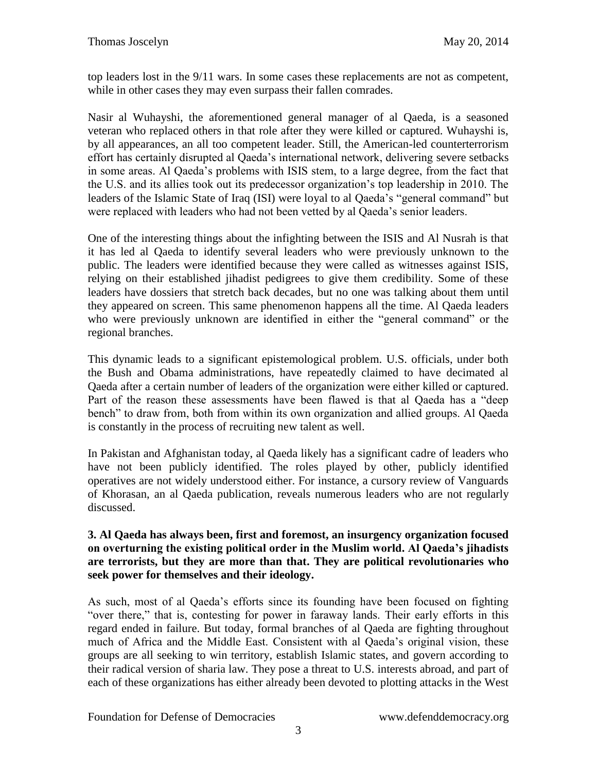top leaders lost in the 9/11 wars. In some cases these replacements are not as competent, while in other cases they may even surpass their fallen comrades.

Nasir al Wuhayshi, the aforementioned general manager of al Qaeda, is a seasoned veteran who replaced others in that role after they were killed or captured. Wuhayshi is, by all appearances, an all too competent leader. Still, the American-led counterterrorism effort has certainly disrupted al Qaeda's international network, delivering severe setbacks in some areas. Al Qaeda's problems with ISIS stem, to a large degree, from the fact that the U.S. and its allies took out its predecessor organization's top leadership in 2010. The leaders of the Islamic State of Iraq (ISI) were loyal to al Qaeda's "general command" but were replaced with leaders who had not been vetted by al Qaeda's senior leaders.

One of the interesting things about the infighting between the ISIS and Al Nusrah is that it has led al Qaeda to identify several leaders who were previously unknown to the public. The leaders were identified because they were called as witnesses against ISIS, relying on their established jihadist pedigrees to give them credibility. Some of these leaders have dossiers that stretch back decades, but no one was talking about them until they appeared on screen. This same phenomenon happens all the time. Al Qaeda leaders who were previously unknown are identified in either the "general command" or the regional branches.

This dynamic leads to a significant epistemological problem. U.S. officials, under both the Bush and Obama administrations, have repeatedly claimed to have decimated al Qaeda after a certain number of leaders of the organization were either killed or captured. Part of the reason these assessments have been flawed is that al Qaeda has a "deep bench" to draw from, both from within its own organization and allied groups. Al Qaeda is constantly in the process of recruiting new talent as well.

In Pakistan and Afghanistan today, al Qaeda likely has a significant cadre of leaders who have not been publicly identified. The roles played by other, publicly identified operatives are not widely understood either. For instance, a cursory review of Vanguards of Khorasan, an al Qaeda publication, reveals numerous leaders who are not regularly discussed.

**3. Al Qaeda has always been, first and foremost, an insurgency organization focused on overturning the existing political order in the Muslim world. Al Qaeda's jihadists are terrorists, but they are more than that. They are political revolutionaries who seek power for themselves and their ideology.**

As such, most of al Qaeda's efforts since its founding have been focused on fighting "over there," that is, contesting for power in faraway lands. Their early efforts in this regard ended in failure. But today, formal branches of al Qaeda are fighting throughout much of Africa and the Middle East. Consistent with al Qaeda's original vision, these groups are all seeking to win territory, establish Islamic states, and govern according to their radical version of sharia law. They pose a threat to U.S. interests abroad, and part of each of these organizations has either already been devoted to plotting attacks in the West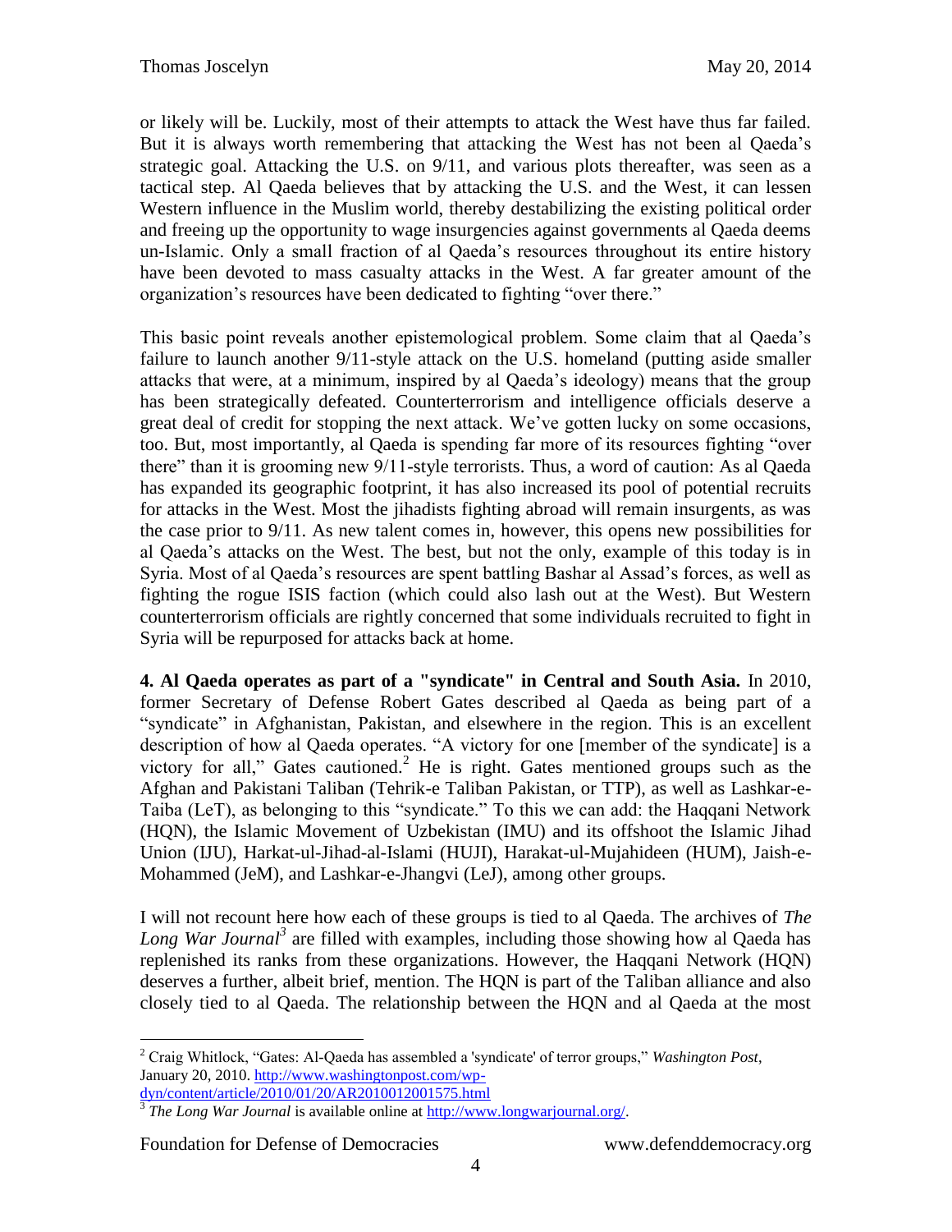or likely will be. Luckily, most of their attempts to attack the West have thus far failed. But it is always worth remembering that attacking the West has not been al Qaeda's strategic goal. Attacking the U.S. on 9/11, and various plots thereafter, was seen as a tactical step. Al Qaeda believes that by attacking the U.S. and the West, it can lessen Western influence in the Muslim world, thereby destabilizing the existing political order and freeing up the opportunity to wage insurgencies against governments al Qaeda deems un-Islamic. Only a small fraction of al Qaeda's resources throughout its entire history have been devoted to mass casualty attacks in the West. A far greater amount of the organization's resources have been dedicated to fighting "over there."

This basic point reveals another epistemological problem. Some claim that al Qaeda's failure to launch another 9/11-style attack on the U.S. homeland (putting aside smaller attacks that were, at a minimum, inspired by al Qaeda's ideology) means that the group has been strategically defeated. Counterterrorism and intelligence officials deserve a great deal of credit for stopping the next attack. We've gotten lucky on some occasions, too. But, most importantly, al Qaeda is spending far more of its resources fighting "over there" than it is grooming new 9/11-style terrorists. Thus, a word of caution: As al Qaeda has expanded its geographic footprint, it has also increased its pool of potential recruits for attacks in the West. Most the jihadists fighting abroad will remain insurgents, as was the case prior to 9/11. As new talent comes in, however, this opens new possibilities for al Qaeda's attacks on the West. The best, but not the only, example of this today is in Syria. Most of al Qaeda's resources are spent battling Bashar al Assad's forces, as well as fighting the rogue ISIS faction (which could also lash out at the West). But Western counterterrorism officials are rightly concerned that some individuals recruited to fight in Syria will be repurposed for attacks back at home.

**4. Al Qaeda operates as part of a "syndicate" in Central and South Asia.** In 2010, former Secretary of Defense Robert Gates described al Qaeda as being part of a "syndicate" in Afghanistan, Pakistan, and elsewhere in the region. This is an excellent description of how al Qaeda operates. "A victory for one [member of the syndicate] is a victory for all," Gates cautioned.[2] He is right. Gates mentioned groups such as the Afghan and Pakistani Taliban (Tehrik-e Taliban Pakistan, or TTP), as well as Lashkar-e-Taiba (LeT), as belonging to this "syndicate." To this we can add: the Haqqani Network (HQN), the Islamic Movement of Uzbekistan (IMU) and its offshoot the Islamic Jihad Union (IJU), Harkat-ul-Jihad-al-Islami (HUJI), Harakat-ul-Mujahideen (HUM), Jaish-e-Mohammed (JeM), and Lashkar-e-Jhangvi (LeJ), among other groups.

I will not recount here how each of these groups is tied to al Qaeda. The archives of *The Long War Journal*[3] are filled with examples, including those showing how al Qaeda has replenished its ranks from these organizations. However, the Haqqani Network (HQN) deserves a further, albeit brief, mention. The HQN is part of the Taliban alliance and also closely tied to al Qaeda. The relationship between the HQN and al Qaeda at the most

---

[2] Craig Whitlock, "Gates: Al-Qaeda has assembled a 'syndicate' of terror groups," *Washington Post*, January 20, 2010. http://www.washingtonpost.com/wp-dyn/content/article/2010/01/20/AR2010012001575.html

[3] *The Long War Journal* is available online at http://www.longwarjournal.org/.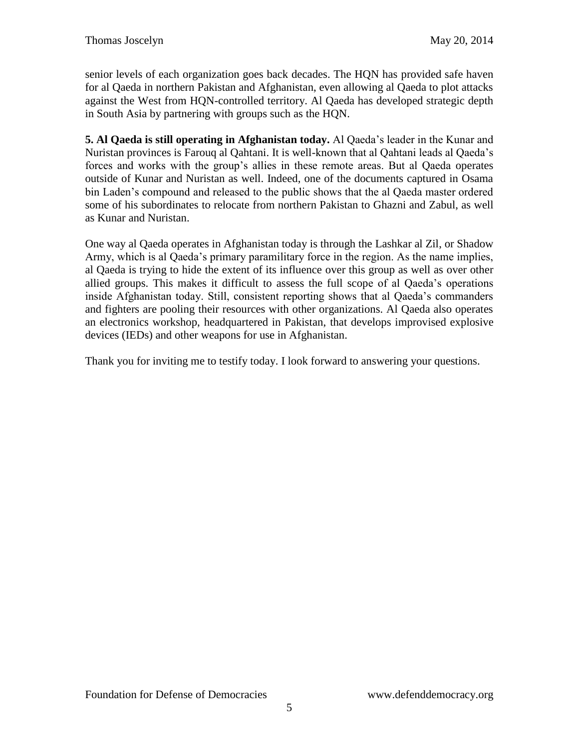senior levels of each organization goes back decades. The HQN has provided safe haven for al Qaeda in northern Pakistan and Afghanistan, even allowing al Qaeda to plot attacks against the West from HQN-controlled territory. Al Qaeda has developed strategic depth in South Asia by partnering with groups such as the HQN.

**5. Al Qaeda is still operating in Afghanistan today.** Al Qaeda's leader in the Kunar and Nuristan provinces is Farouq al Qahtani. It is well-known that al Qahtani leads al Qaeda's forces and works with the group's allies in these remote areas. But al Qaeda operates outside of Kunar and Nuristan as well. Indeed, one of the documents captured in Osama bin Laden's compound and released to the public shows that the al Qaeda master ordered some of his subordinates to relocate from northern Pakistan to Ghazni and Zabul, as well as Kunar and Nuristan.

One way al Qaeda operates in Afghanistan today is through the Lashkar al Zil, or Shadow Army, which is al Qaeda's primary paramilitary force in the region. As the name implies, al Qaeda is trying to hide the extent of its influence over this group as well as over other allied groups. This makes it difficult to assess the full scope of al Qaeda's operations inside Afghanistan today. Still, consistent reporting shows that al Qaeda's commanders and fighters are pooling their resources with other organizations. Al Qaeda also operates an electronics workshop, headquartered in Pakistan, that develops improvised explosive devices (IEDs) and other weapons for use in Afghanistan.

Thank you for inviting me to testify today. I look forward to answering your questions.